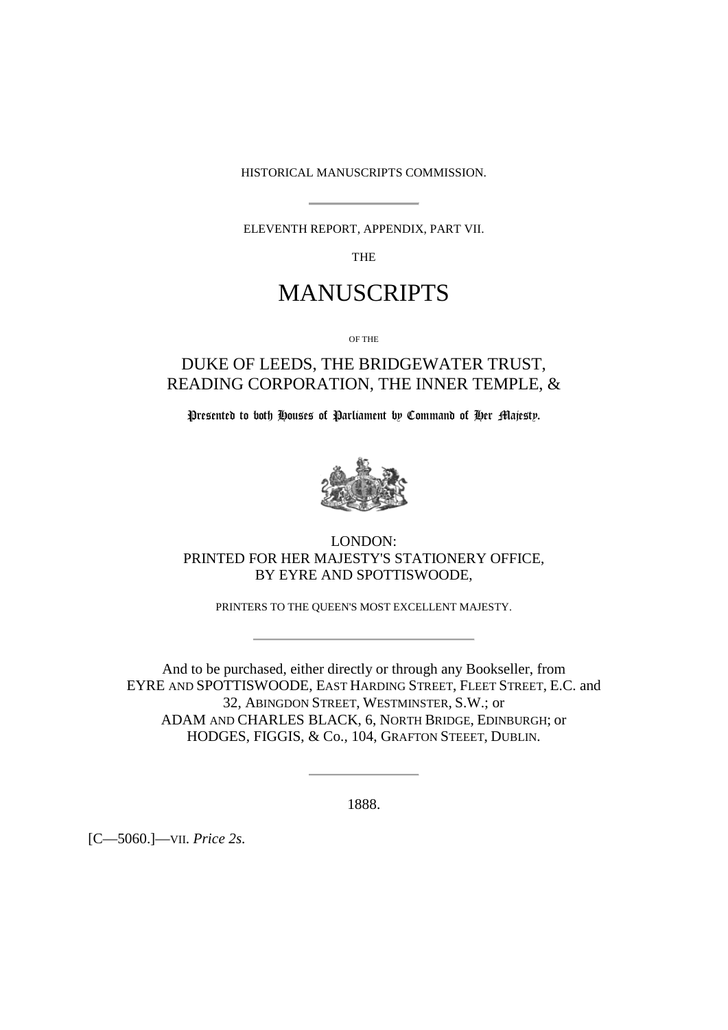HISTORICAL MANUSCRIPTS COMMISSION.

---

ELEVENTH REPORT, APPENDIX, PART VII.

THE

# MANUSCRIPTS

OF THE

## DUKE OF LEEDS, THE BRIDGEWATER TRUST, READING CORPORATION, THE INNER TEMPLE, &

Presented to both Houses of Parliament by Command of Her Majesty.

LONDON:
PRINTED FOR HER MAJESTY'S STATIONERY OFFICE,
BY EYRE AND SPOTTISWOODE,

PRINTERS TO THE QUEEN'S MOST EXCELLENT MAJESTY.

---

And to be purchased, either directly or through any Bookseller, from
EYRE AND SPOTTISWOODE, EAST HARDING STREET, FLEET STREET, E.C. and
32, ABINGDON STREET, WESTMINSTER, S.W.; or
ADAM AND CHARLES BLACK, 6, NORTH BRIDGE, EDINBURGH; or
HODGES, FIGGIS, & Co., 104, GRAFTON STEEET, DUBLIN.

---

1888.

[C—5060.]—VII. *Price 2s.*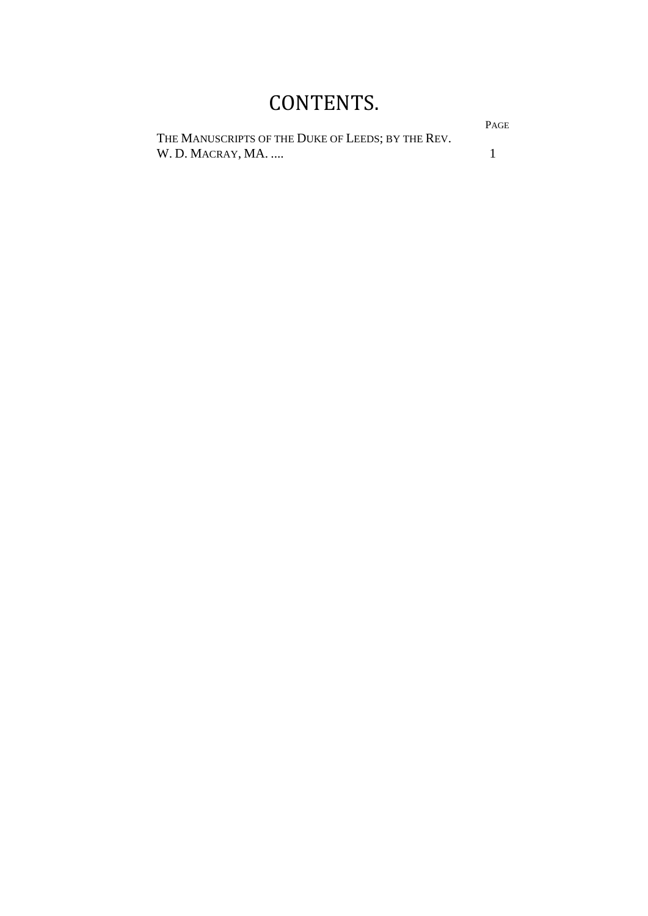# CONTENTS.

| | PAGE |
|---|---|
| THE MANUSCRIPTS OF THE DUKE OF LEEDS; BY THE REV. W. D. MACRAY, MA. .... | 1 |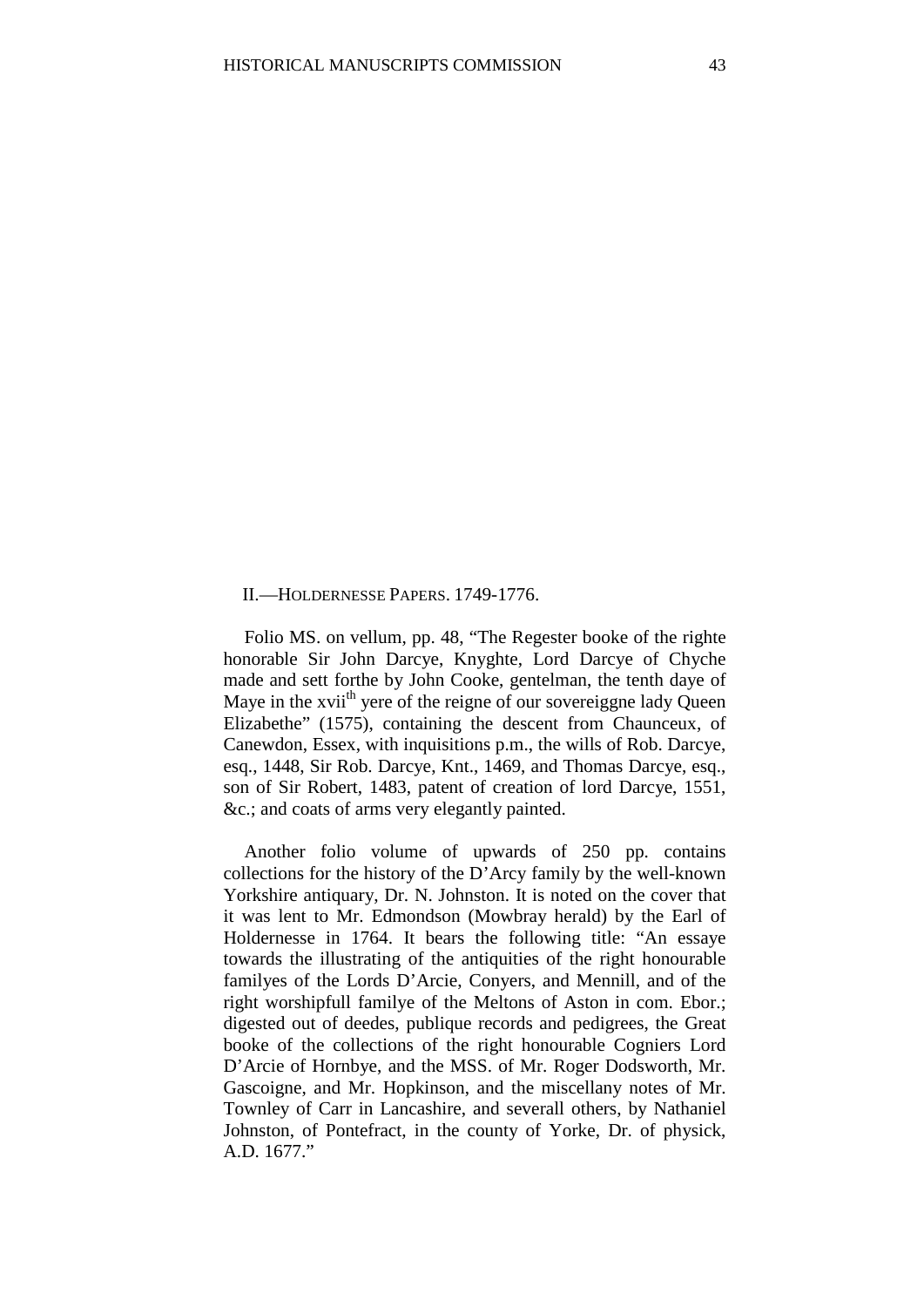## II.—HOLDERNESSE PAPERS. 1749-1776.

Folio MS. on vellum, pp. 48, "The Regester booke of the righte honorable Sir John Darcye, Knyghte, Lord Darcye of Chyche made and sett forthe by John Cooke, gentelman, the tenth daye of Maye in the xvii[th] yere of the reigne of our sovereiggne lady Queen Elizabethe" (1575), containing the descent from Chaunceux, of Canewdon, Essex, with inquisitions p.m., the wills of Rob. Darcye, esq., 1448, Sir Rob. Darcye, Knt., 1469, and Thomas Darcye, esq., son of Sir Robert, 1483, patent of creation of lord Darcye, 1551, &c.; and coats of arms very elegantly painted.

Another folio volume of upwards of 250 pp. contains collections for the history of the D'Arcy family by the well-known Yorkshire antiquary, Dr. N. Johnston. It is noted on the cover that it was lent to Mr. Edmondson (Mowbray herald) by the Earl of Holdernesse in 1764. It bears the following title: "An essaye towards the illustrating of the antiquities of the right honourable familyes of the Lords D'Arcie, Conyers, and Mennill, and of the right worshipfull familye of the Meltons of Aston in com. Ebor.; digested out of deedes, publique records and pedigrees, the Great booke of the collections of the right honourable Cogniers Lord D'Arcie of Hornbye, and the MSS. of Mr. Roger Dodsworth, Mr. Gascoigne, and Mr. Hopkinson, and the miscellany notes of Mr. Townley of Carr in Lancashire, and severall others, by Nathaniel Johnston, of Pontefract, in the county of Yorke, Dr. of physick, A.D. 1677."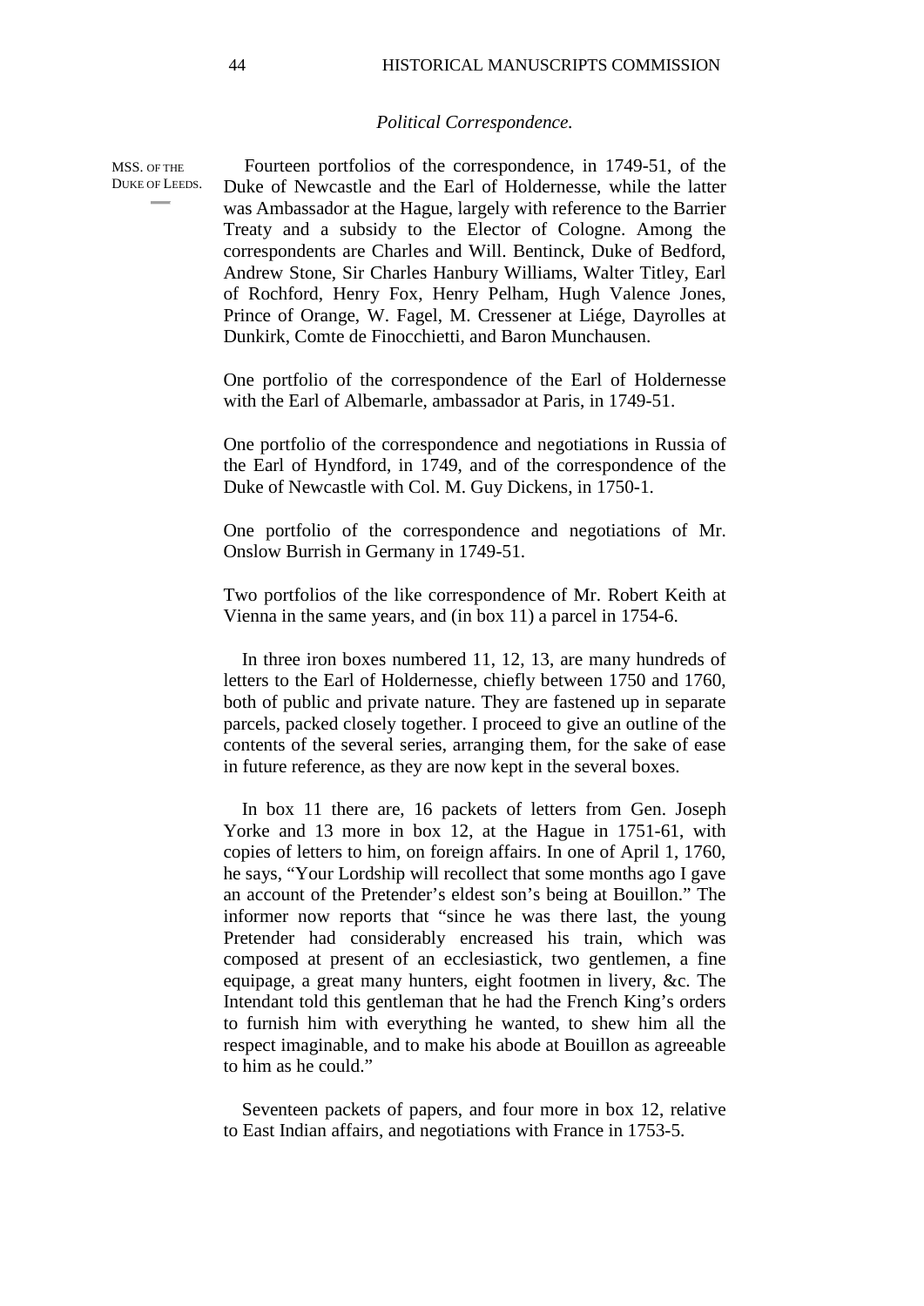*Political Correspondence.*

MSS. OF THE DUKE OF LEEDS.

Fourteen portfolios of the correspondence, in 1749-51, of the Duke of Newcastle and the Earl of Holdernesse, while the latter was Ambassador at the Hague, largely with reference to the Barrier Treaty and a subsidy to the Elector of Cologne. Among the correspondents are Charles and Will. Bentinck, Duke of Bedford, Andrew Stone, Sir Charles Hanbury Williams, Walter Titley, Earl of Rochford, Henry Fox, Henry Pelham, Hugh Valence Jones, Prince of Orange, W. Fagel, M. Cressener at Liége, Dayrolles at Dunkirk, Comte de Finocchietti, and Baron Munchausen.

One portfolio of the correspondence of the Earl of Holdernesse with the Earl of Albemarle, ambassador at Paris, in 1749-51.

One portfolio of the correspondence and negotiations in Russia of the Earl of Hyndford, in 1749, and of the correspondence of the Duke of Newcastle with Col. M. Guy Dickens, in 1750-1.

One portfolio of the correspondence and negotiations of Mr. Onslow Burrish in Germany in 1749-51.

Two portfolios of the like correspondence of Mr. Robert Keith at Vienna in the same years, and (in box 11) a parcel in 1754-6.

In three iron boxes numbered 11, 12, 13, are many hundreds of letters to the Earl of Holdernesse, chiefly between 1750 and 1760, both of public and private nature. They are fastened up in separate parcels, packed closely together. I proceed to give an outline of the contents of the several series, arranging them, for the sake of ease in future reference, as they are now kept in the several boxes.

In box 11 there are, 16 packets of letters from Gen. Joseph Yorke and 13 more in box 12, at the Hague in 1751-61, with copies of letters to him, on foreign affairs. In one of April 1, 1760, he says, "Your Lordship will recollect that some months ago I gave an account of the Pretender's eldest son's being at Bouillon." The informer now reports that "since he was there last, the young Pretender had considerably encreased his train, which was composed at present of an ecclesiastick, two gentlemen, a fine equipage, a great many hunters, eight footmen in livery, &c. The Intendant told this gentleman that he had the French King's orders to furnish him with everything he wanted, to shew him all the respect imaginable, and to make his abode at Bouillon as agreeable to him as he could."

Seventeen packets of papers, and four more in box 12, relative to East Indian affairs, and negotiations with France in 1753-5.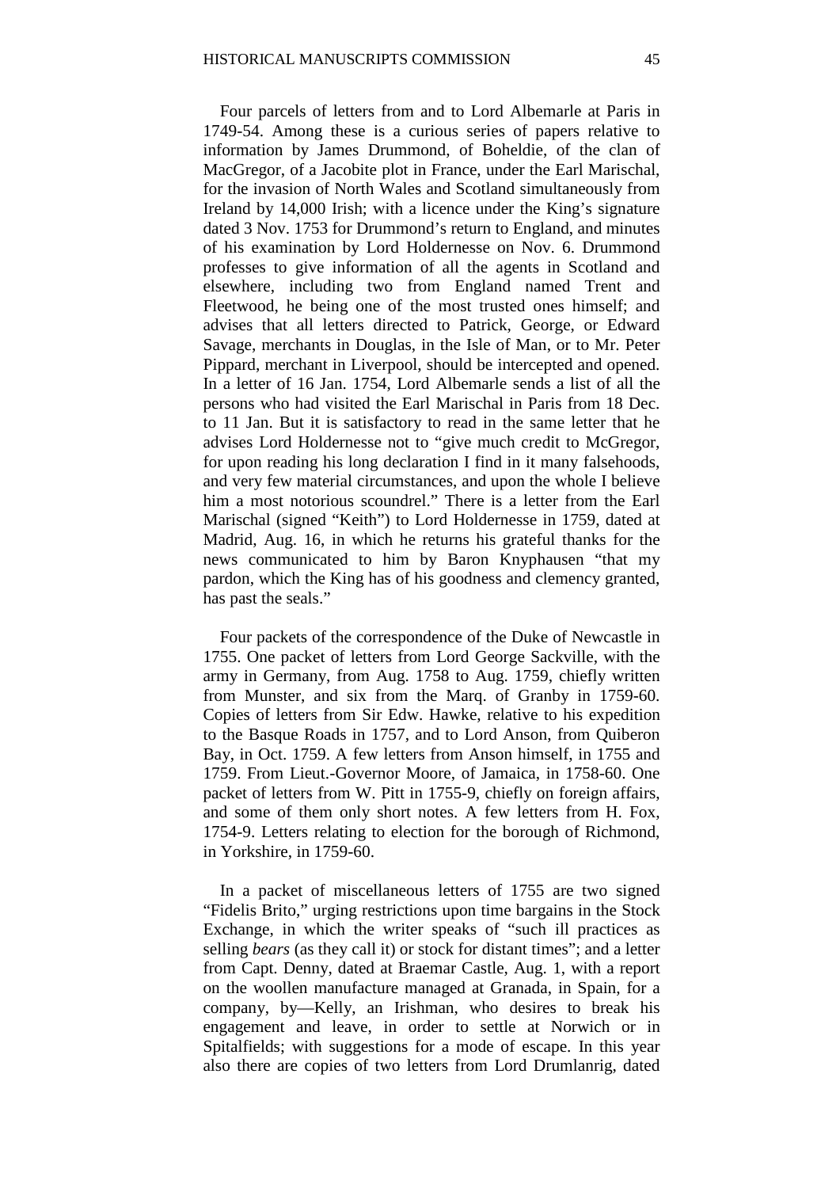Four parcels of letters from and to Lord Albemarle at Paris in 1749-54. Among these is a curious series of papers relative to information by James Drummond, of Boheldie, of the clan of MacGregor, of a Jacobite plot in France, under the Earl Marischal, for the invasion of North Wales and Scotland simultaneously from Ireland by 14,000 Irish; with a licence under the King's signature dated 3 Nov. 1753 for Drummond's return to England, and minutes of his examination by Lord Holdernesse on Nov. 6. Drummond professes to give information of all the agents in Scotland and elsewhere, including two from England named Trent and Fleetwood, he being one of the most trusted ones himself; and advises that all letters directed to Patrick, George, or Edward Savage, merchants in Douglas, in the Isle of Man, or to Mr. Peter Pippard, merchant in Liverpool, should be intercepted and opened. In a letter of 16 Jan. 1754, Lord Albemarle sends a list of all the persons who had visited the Earl Marischal in Paris from 18 Dec. to 11 Jan. But it is satisfactory to read in the same letter that he advises Lord Holdernesse not to "give much credit to McGregor, for upon reading his long declaration I find in it many falsehoods, and very few material circumstances, and upon the whole I believe him a most notorious scoundrel." There is a letter from the Earl Marischal (signed "Keith") to Lord Holdernesse in 1759, dated at Madrid, Aug. 16, in which he returns his grateful thanks for the news communicated to him by Baron Knyphausen "that my pardon, which the King has of his goodness and clemency granted, has past the seals."

Four packets of the correspondence of the Duke of Newcastle in 1755. One packet of letters from Lord George Sackville, with the army in Germany, from Aug. 1758 to Aug. 1759, chiefly written from Munster, and six from the Marq. of Granby in 1759-60. Copies of letters from Sir Edw. Hawke, relative to his expedition to the Basque Roads in 1757, and to Lord Anson, from Quiberon Bay, in Oct. 1759. A few letters from Anson himself, in 1755 and 1759. From Lieut.-Governor Moore, of Jamaica, in 1758-60. One packet of letters from W. Pitt in 1755-9, chiefly on foreign affairs, and some of them only short notes. A few letters from H. Fox, 1754-9. Letters relating to election for the borough of Richmond, in Yorkshire, in 1759-60.

In a packet of miscellaneous letters of 1755 are two signed "Fidelis Brito," urging restrictions upon time bargains in the Stock Exchange, in which the writer speaks of "such ill practices as selling *bears* (as they call it) or stock for distant times"; and a letter from Capt. Denny, dated at Braemar Castle, Aug. 1, with a report on the woollen manufacture managed at Granada, in Spain, for a company, by—Kelly, an Irishman, who desires to break his engagement and leave, in order to settle at Norwich or in Spitalfields; with suggestions for a mode of escape. In this year also there are copies of two letters from Lord Drumlanrig, dated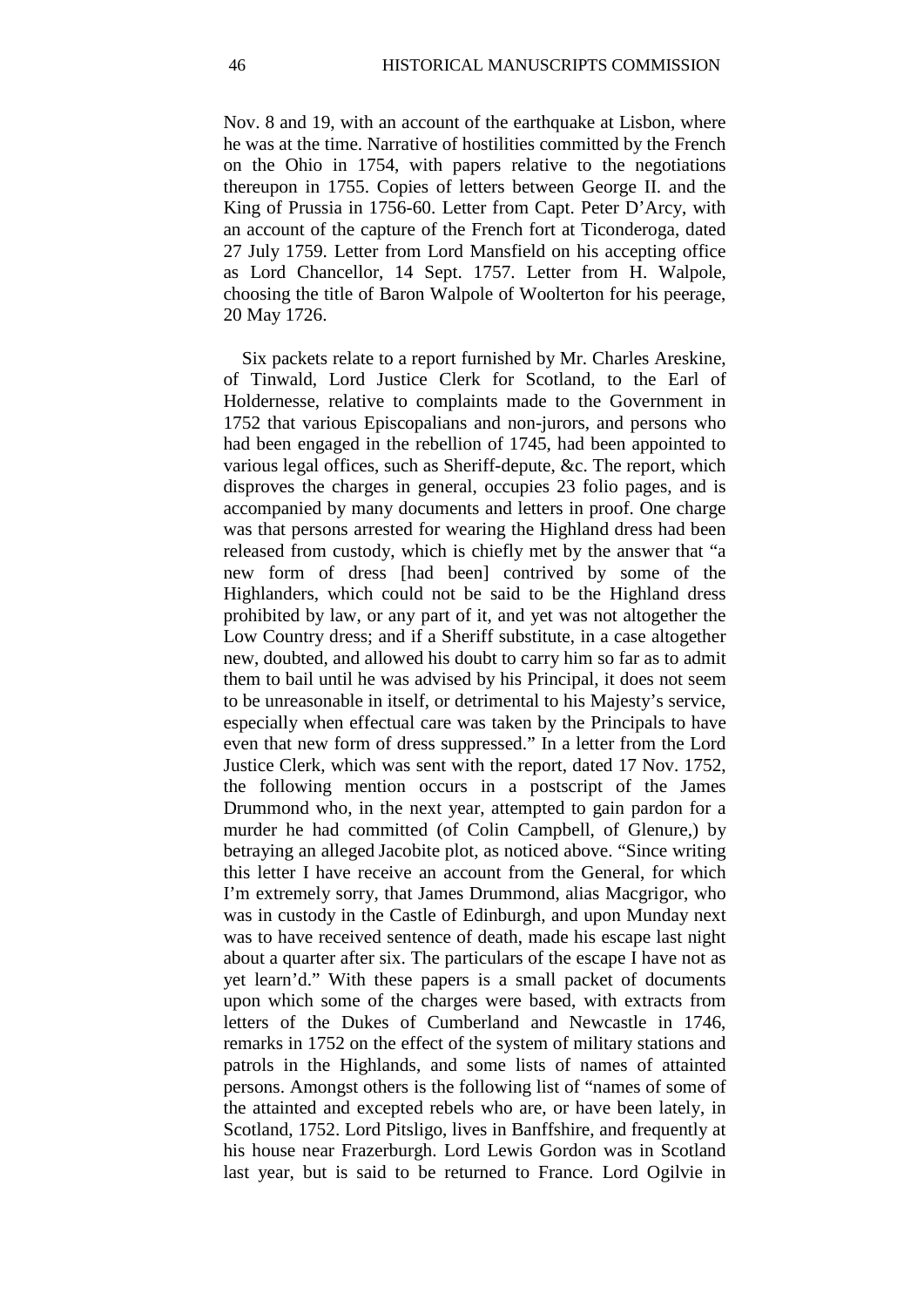Nov. 8 and 19, with an account of the earthquake at Lisbon, where he was at the time. Narrative of hostilities committed by the French on the Ohio in 1754, with papers relative to the negotiations thereupon in 1755. Copies of letters between George II. and the King of Prussia in 1756-60. Letter from Capt. Peter D'Arcy, with an account of the capture of the French fort at Ticonderoga, dated 27 July 1759. Letter from Lord Mansfield on his accepting office as Lord Chancellor, 14 Sept. 1757. Letter from H. Walpole, choosing the title of Baron Walpole of Woolterton for his peerage, 20 May 1726.

Six packets relate to a report furnished by Mr. Charles Areskine, of Tinwald, Lord Justice Clerk for Scotland, to the Earl of Holdernesse, relative to complaints made to the Government in 1752 that various Episcopalians and non-jurors, and persons who had been engaged in the rebellion of 1745, had been appointed to various legal offices, such as Sheriff-depute, &c. The report, which disproves the charges in general, occupies 23 folio pages, and is accompanied by many documents and letters in proof. One charge was that persons arrested for wearing the Highland dress had been released from custody, which is chiefly met by the answer that "a new form of dress [had been] contrived by some of the Highlanders, which could not be said to be the Highland dress prohibited by law, or any part of it, and yet was not altogether the Low Country dress; and if a Sheriff substitute, in a case altogether new, doubted, and allowed his doubt to carry him so far as to admit them to bail until he was advised by his Principal, it does not seem to be unreasonable in itself, or detrimental to his Majesty's service, especially when effectual care was taken by the Principals to have even that new form of dress suppressed." In a letter from the Lord Justice Clerk, which was sent with the report, dated 17 Nov. 1752, the following mention occurs in a postscript of the James Drummond who, in the next year, attempted to gain pardon for a murder he had committed (of Colin Campbell, of Glenure,) by betraying an alleged Jacobite plot, as noticed above. "Since writing this letter I have receive an account from the General, for which I'm extremely sorry, that James Drummond, alias Macgrigor, who was in custody in the Castle of Edinburgh, and upon Munday next was to have received sentence of death, made his escape last night about a quarter after six. The particulars of the escape I have not as yet learn'd." With these papers is a small packet of documents upon which some of the charges were based, with extracts from letters of the Dukes of Cumberland and Newcastle in 1746, remarks in 1752 on the effect of the system of military stations and patrols in the Highlands, and some lists of names of attainted persons. Amongst others is the following list of "names of some of the attainted and excepted rebels who are, or have been lately, in Scotland, 1752. Lord Pitsligo, lives in Banffshire, and frequently at his house near Frazerburgh. Lord Lewis Gordon was in Scotland last year, but is said to be returned to France. Lord Ogilvie in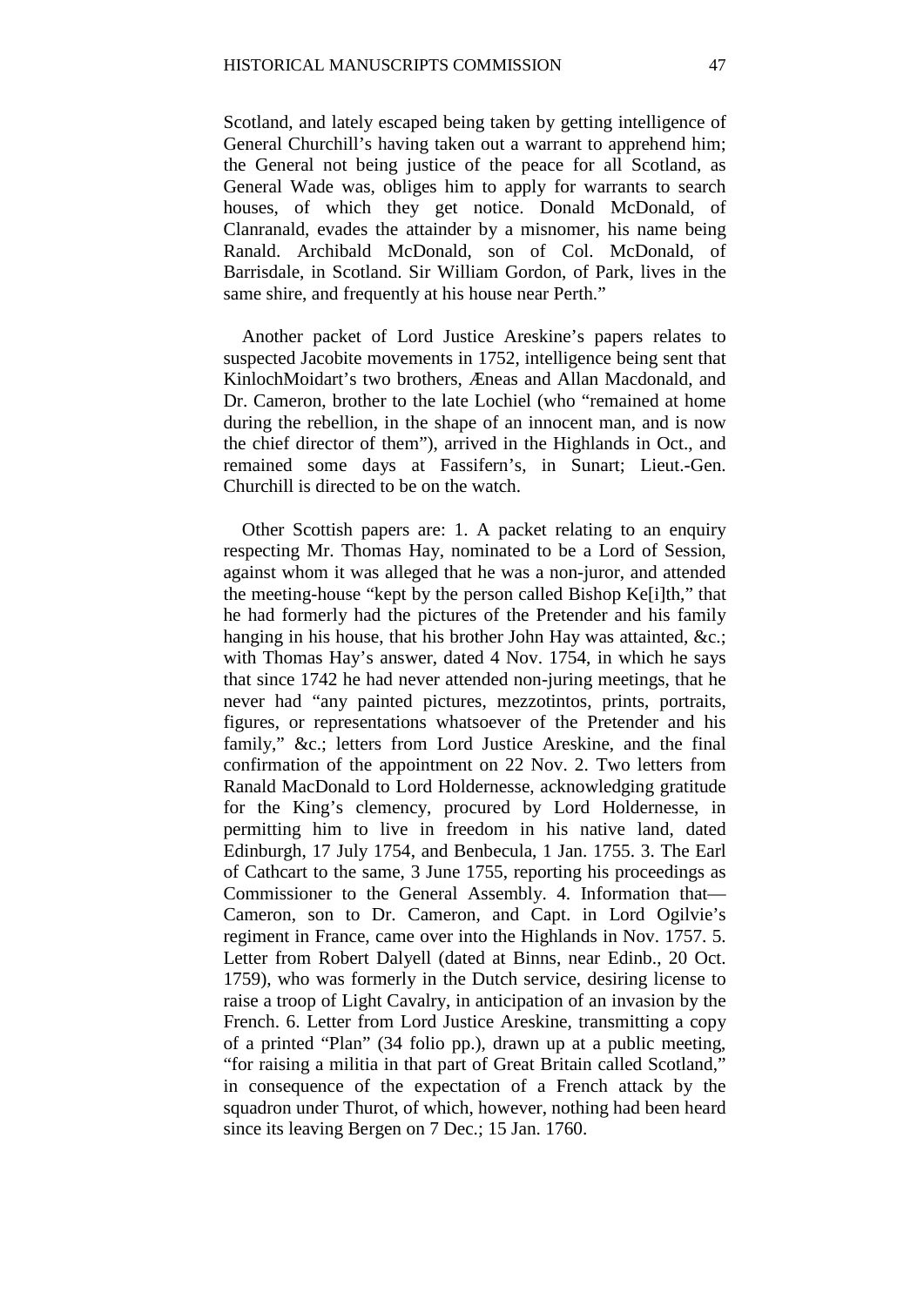Scotland, and lately escaped being taken by getting intelligence of General Churchill's having taken out a warrant to apprehend him; the General not being justice of the peace for all Scotland, as General Wade was, obliges him to apply for warrants to search houses, of which they get notice. Donald McDonald, of Clanranald, evades the attainder by a misnomer, his name being Ranald. Archibald McDonald, son of Col. McDonald, of Barrisdale, in Scotland. Sir William Gordon, of Park, lives in the same shire, and frequently at his house near Perth."

Another packet of Lord Justice Areskine's papers relates to suspected Jacobite movements in 1752, intelligence being sent that KinlochMoidart's two brothers, Æneas and Allan Macdonald, and Dr. Cameron, brother to the late Lochiel (who "remained at home during the rebellion, in the shape of an innocent man, and is now the chief director of them"), arrived in the Highlands in Oct., and remained some days at Fassifern's, in Sunart; Lieut.-Gen. Churchill is directed to be on the watch.

Other Scottish papers are: 1. A packet relating to an enquiry respecting Mr. Thomas Hay, nominated to be a Lord of Session, against whom it was alleged that he was a non-juror, and attended the meeting-house "kept by the person called Bishop Ke[i]th," that he had formerly had the pictures of the Pretender and his family hanging in his house, that his brother John Hay was attainted, &c.; with Thomas Hay's answer, dated 4 Nov. 1754, in which he says that since 1742 he had never attended non-juring meetings, that he never had "any painted pictures, mezzotintos, prints, portraits, figures, or representations whatsoever of the Pretender and his family," &c.; letters from Lord Justice Areskine, and the final confirmation of the appointment on 22 Nov. 2. Two letters from Ranald MacDonald to Lord Holdernesse, acknowledging gratitude for the King's clemency, procured by Lord Holdernesse, in permitting him to live in freedom in his native land, dated Edinburgh, 17 July 1754, and Benbecula, 1 Jan. 1755. 3. The Earl of Cathcart to the same, 3 June 1755, reporting his proceedings as Commissioner to the General Assembly. 4. Information that— Cameron, son to Dr. Cameron, and Capt. in Lord Ogilvie's regiment in France, came over into the Highlands in Nov. 1757. 5. Letter from Robert Dalyell (dated at Binns, near Edinb., 20 Oct. 1759), who was formerly in the Dutch service, desiring license to raise a troop of Light Cavalry, in anticipation of an invasion by the French. 6. Letter from Lord Justice Areskine, transmitting a copy of a printed "Plan" (34 folio pp.), drawn up at a public meeting, "for raising a militia in that part of Great Britain called Scotland," in consequence of the expectation of a French attack by the squadron under Thurot, of which, however, nothing had been heard since its leaving Bergen on 7 Dec.; 15 Jan. 1760.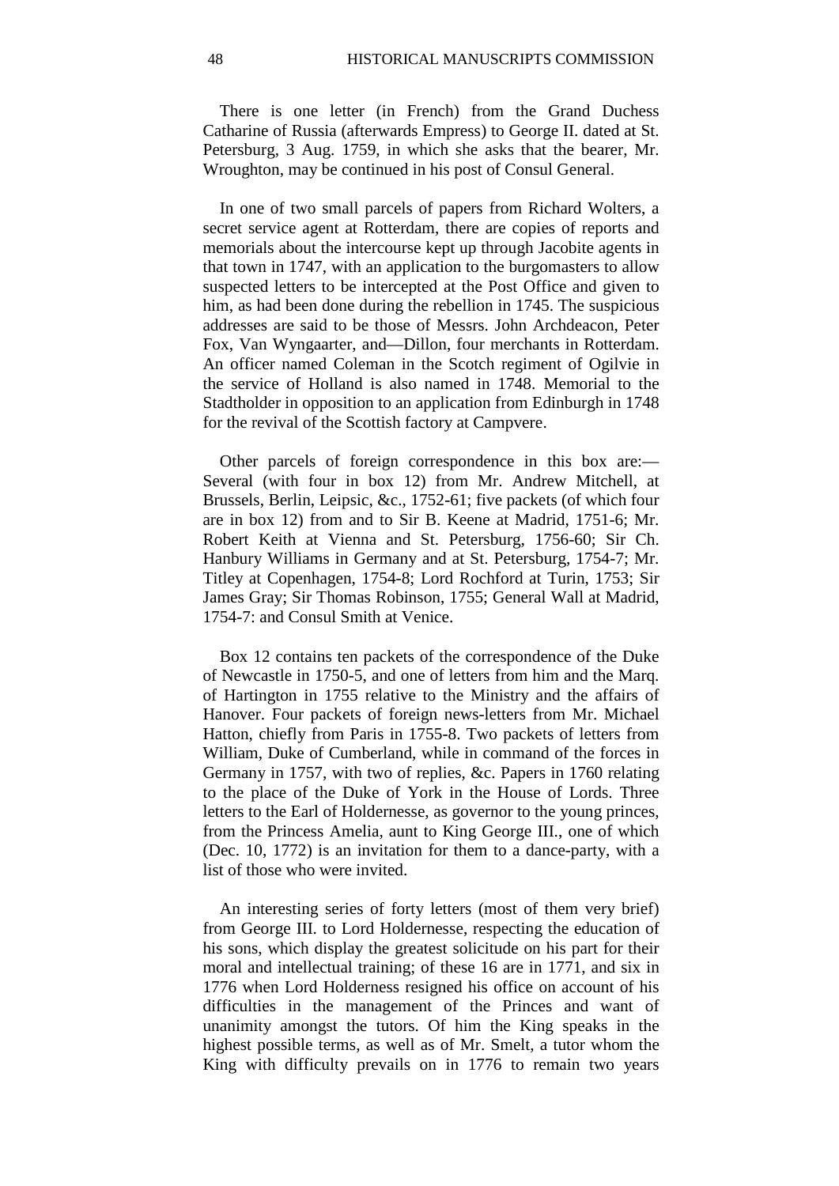There is one letter (in French) from the Grand Duchess Catharine of Russia (afterwards Empress) to George II. dated at St. Petersburg, 3 Aug. 1759, in which she asks that the bearer, Mr. Wroughton, may be continued in his post of Consul General.

In one of two small parcels of papers from Richard Wolters, a secret service agent at Rotterdam, there are copies of reports and memorials about the intercourse kept up through Jacobite agents in that town in 1747, with an application to the burgomasters to allow suspected letters to be intercepted at the Post Office and given to him, as had been done during the rebellion in 1745. The suspicious addresses are said to be those of Messrs. John Archdeacon, Peter Fox, Van Wyngaarter, and—Dillon, four merchants in Rotterdam. An officer named Coleman in the Scotch regiment of Ogilvie in the service of Holland is also named in 1748. Memorial to the Stadtholder in opposition to an application from Edinburgh in 1748 for the revival of the Scottish factory at Campvere.

Other parcels of foreign correspondence in this box are:—Several (with four in box 12) from Mr. Andrew Mitchell, at Brussels, Berlin, Leipsic, &c., 1752-61; five packets (of which four are in box 12) from and to Sir B. Keene at Madrid, 1751-6; Mr. Robert Keith at Vienna and St. Petersburg, 1756-60; Sir Ch. Hanbury Williams in Germany and at St. Petersburg, 1754-7; Mr. Titley at Copenhagen, 1754-8; Lord Rochford at Turin, 1753; Sir James Gray; Sir Thomas Robinson, 1755; General Wall at Madrid, 1754-7: and Consul Smith at Venice.

Box 12 contains ten packets of the correspondence of the Duke of Newcastle in 1750-5, and one of letters from him and the Marq. of Hartington in 1755 relative to the Ministry and the affairs of Hanover. Four packets of foreign news-letters from Mr. Michael Hatton, chiefly from Paris in 1755-8. Two packets of letters from William, Duke of Cumberland, while in command of the forces in Germany in 1757, with two of replies, &c. Papers in 1760 relating to the place of the Duke of York in the House of Lords. Three letters to the Earl of Holdernesse, as governor to the young princes, from the Princess Amelia, aunt to King George III., one of which (Dec. 10, 1772) is an invitation for them to a dance-party, with a list of those who were invited.

An interesting series of forty letters (most of them very brief) from George III. to Lord Holdernesse, respecting the education of his sons, which display the greatest solicitude on his part for their moral and intellectual training; of these 16 are in 1771, and six in 1776 when Lord Holderness resigned his office on account of his difficulties in the management of the Princes and want of unanimity amongst the tutors. Of him the King speaks in the highest possible terms, as well as of Mr. Smelt, a tutor whom the King with difficulty prevails on in 1776 to remain two years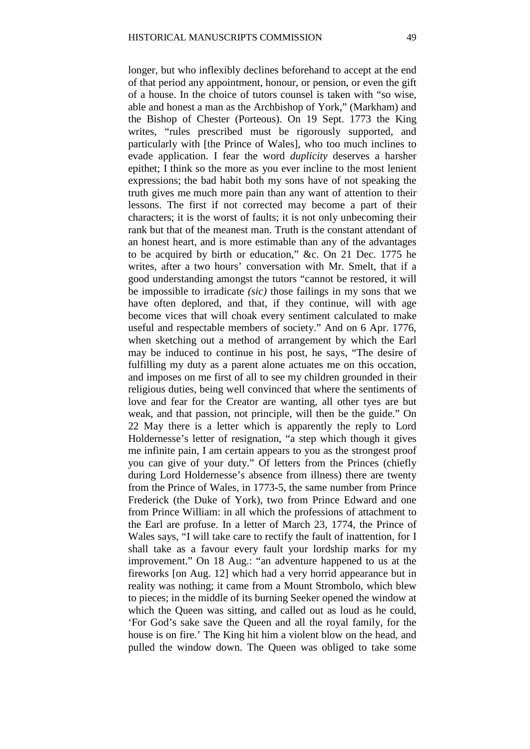longer, but who inflexibly declines beforehand to accept at the end of that period any appointment, honour, or pension, or even the gift of a house. In the choice of tutors counsel is taken with "so wise, able and honest a man as the Archbishop of York," (Markham) and the Bishop of Chester (Porteous). On 19 Sept. 1773 the King writes, "rules prescribed must be rigorously supported, and particularly with [the Prince of Wales], who too much inclines to evade application. I fear the word *duplicity* deserves a harsher epithet; I think so the more as you ever incline to the most lenient expressions; the bad habit both my sons have of not speaking the truth gives me much more pain than any want of attention to their lessons. The first if not corrected may become a part of their characters; it is the worst of faults; it is not only unbecoming their rank but that of the meanest man. Truth is the constant attendant of an honest heart, and is more estimable than any of the advantages to be acquired by birth or education," &c. On 21 Dec. 1775 he writes, after a two hours' conversation with Mr. Smelt, that if a good understanding amongst the tutors "cannot be restored, it will be impossible to irradicate *(sic)* those failings in my sons that we have often deplored, and that, if they continue, will with age become vices that will choak every sentiment calculated to make useful and respectable members of society." And on 6 Apr. 1776, when sketching out a method of arrangement by which the Earl may be induced to continue in his post, he says, "The desire of fulfilling my duty as a parent alone actuates me on this occasion, and imposes on me first of all to see my children grounded in their religious duties, being well convinced that where the sentiments of love and fear for the Creator are wanting, all other tyes are but weak, and that passion, not principle, will then be the guide." On 22 May there is a letter which is apparently the reply to Lord Holdernesse's letter of resignation, "a step which though it gives me infinite pain, I am certain appears to you as the strongest proof you can give of your duty." Of letters from the Princes (chiefly during Lord Holdernesse's absence from illness) there are twenty from the Prince of Wales, in 1773-5, the same number from Prince Frederick (the Duke of York), two from Prince Edward and one from Prince William: in all which the professions of attachment to the Earl are profuse. In a letter of March 23, 1774, the Prince of Wales says, "I will take care to rectify the fault of inattention, for I shall take as a favour every fault your lordship marks for my improvement." On 18 Aug.: "an adventure happened to us at the fireworks [on Aug. 12] which had a very horrid appearance but in reality was nothing; it came from a Mount Strombolo, which blew to pieces; in the middle of its burning Seeker opened the window at which the Queen was sitting, and called out as loud as he could, 'For God's sake save the Queen and all the royal family, for the house is on fire.' The King hit him a violent blow on the head, and pulled the window down. The Queen was obliged to take some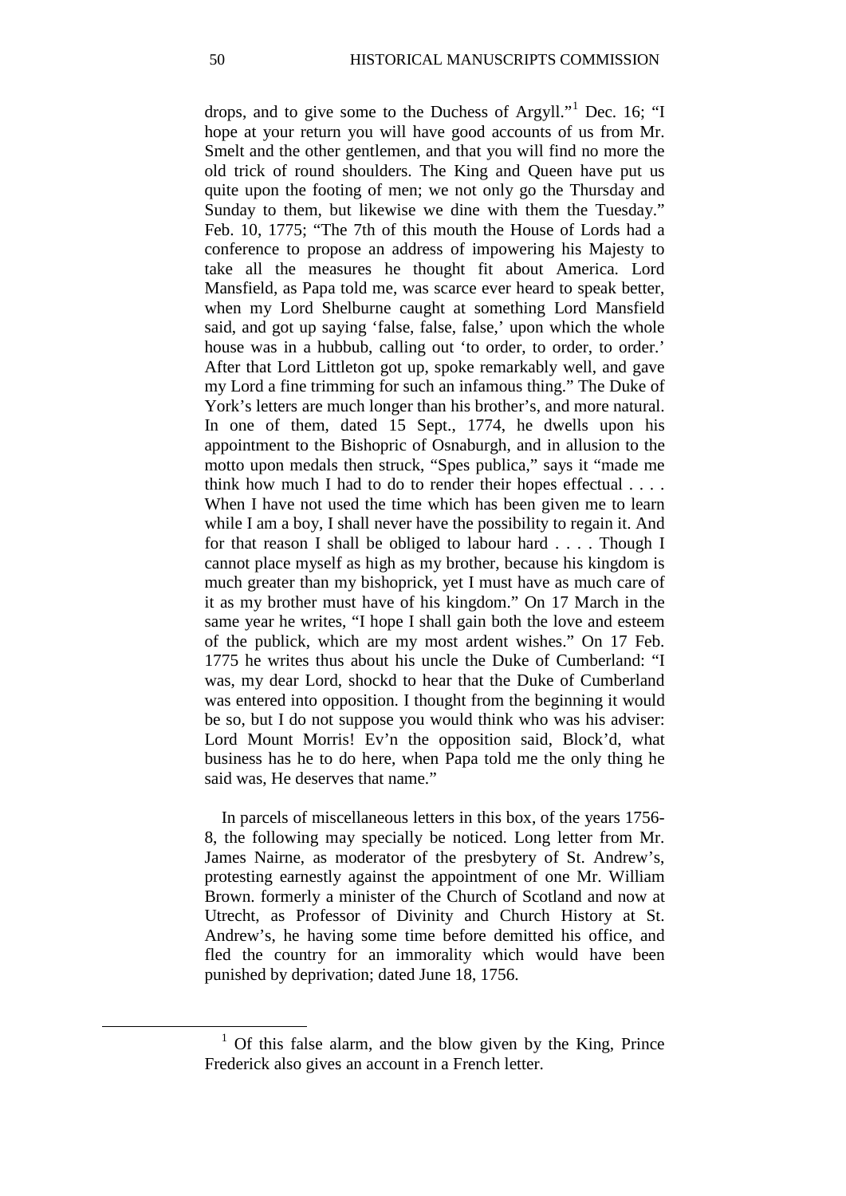drops, and to give some to the Duchess of Argyll."[1] Dec. 16; "I hope at your return you will have good accounts of us from Mr. Smelt and the other gentlemen, and that you will find no more the old trick of round shoulders. The King and Queen have put us quite upon the footing of men; we not only go the Thursday and Sunday to them, but likewise we dine with them the Tuesday." Feb. 10, 1775; "The 7th of this mouth the House of Lords had a conference to propose an address of impowering his Majesty to take all the measures he thought fit about America. Lord Mansfield, as Papa told me, was scarce ever heard to speak better, when my Lord Shelburne caught at something Lord Mansfield said, and got up saying 'false, false, false,' upon which the whole house was in a hubbub, calling out 'to order, to order, to order.' After that Lord Littleton got up, spoke remarkably well, and gave my Lord a fine trimming for such an infamous thing." The Duke of York's letters are much longer than his brother's, and more natural. In one of them, dated 15 Sept., 1774, he dwells upon his appointment to the Bishopric of Osnaburgh, and in allusion to the motto upon medals then struck, "Spes publica," says it "made me think how much I had to do to render their hopes effectual . . . . When I have not used the time which has been given me to learn while I am a boy, I shall never have the possibility to regain it. And for that reason I shall be obliged to labour hard . . . . Though I cannot place myself as high as my brother, because his kingdom is much greater than my bishoprick, yet I must have as much care of it as my brother must have of his kingdom." On 17 March in the same year he writes, "I hope I shall gain both the love and esteem of the publick, which are my most ardent wishes." On 17 Feb. 1775 he writes thus about his uncle the Duke of Cumberland: "I was, my dear Lord, shockd to hear that the Duke of Cumberland was entered into opposition. I thought from the beginning it would be so, but I do not suppose you would think who was his adviser: Lord Mount Morris! Ev'n the opposition said, Block'd, what business has he to do here, when Papa told me the only thing he said was, He deserves that name."

In parcels of miscellaneous letters in this box, of the years 1756-8, the following may specially be noticed. Long letter from Mr. James Nairne, as moderator of the presbytery of St. Andrew's, protesting earnestly against the appointment of one Mr. William Brown. formerly a minister of the Church of Scotland and now at Utrecht, as Professor of Divinity and Church History at St. Andrew's, he having some time before demitted his office, and fled the country for an immorality which would have been punished by deprivation; dated June 18, 1756.

[1] Of this false alarm, and the blow given by the King, Prince Frederick also gives an account in a French letter.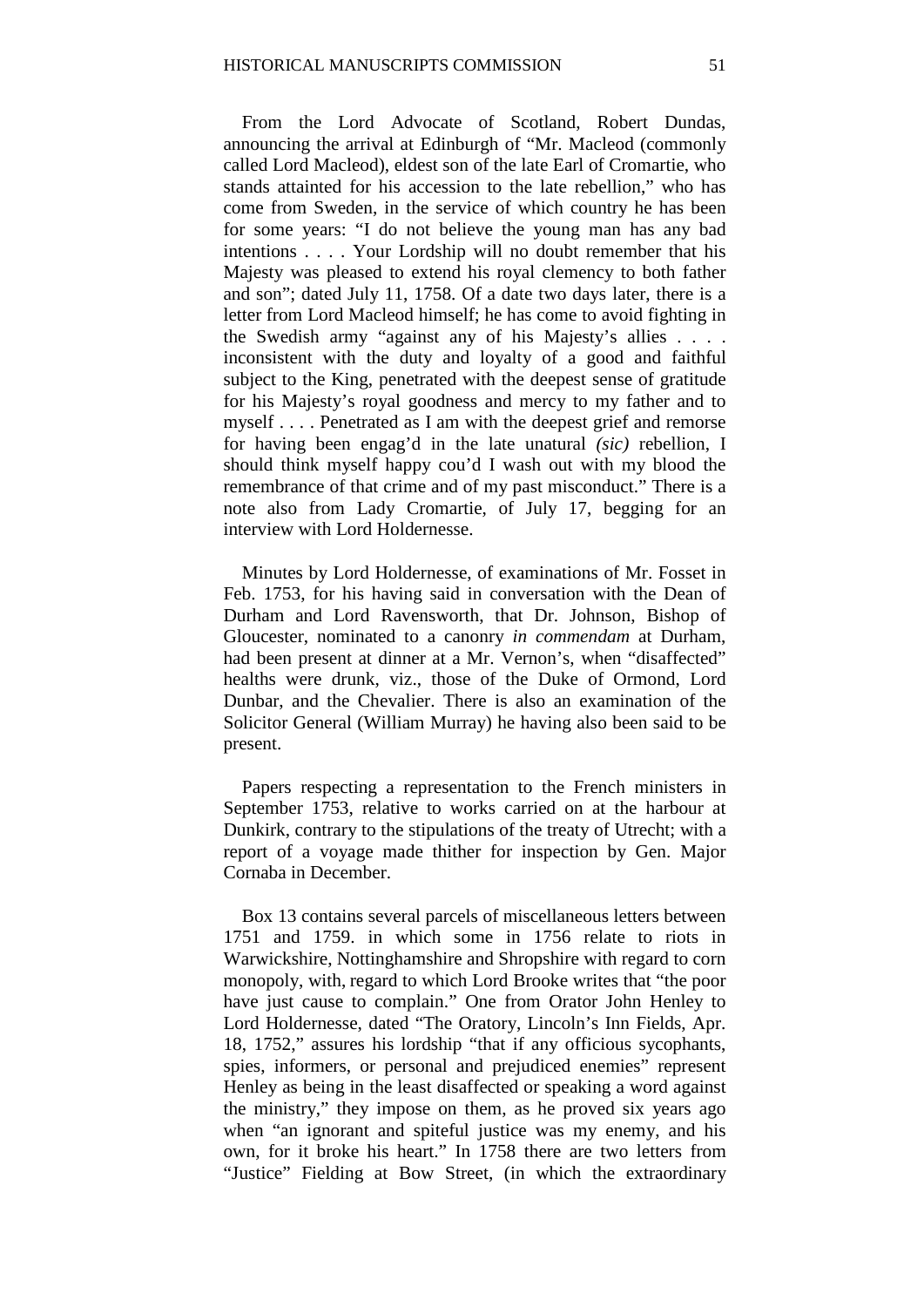From the Lord Advocate of Scotland, Robert Dundas, announcing the arrival at Edinburgh of "Mr. Macleod (commonly called Lord Macleod), eldest son of the late Earl of Cromartie, who stands attainted for his accession to the late rebellion," who has come from Sweden, in the service of which country he has been for some years: "I do not believe the young man has any bad intentions . . . . Your Lordship will no doubt remember that his Majesty was pleased to extend his royal clemency to both father and son"; dated July 11, 1758. Of a date two days later, there is a letter from Lord Macleod himself; he has come to avoid fighting in the Swedish army "against any of his Majesty's allies . . . . inconsistent with the duty and loyalty of a good and faithful subject to the King, penetrated with the deepest sense of gratitude for his Majesty's royal goodness and mercy to my father and to myself . . . . Penetrated as I am with the deepest grief and remorse for having been engag'd in the late unatural *(sic)* rebellion, I should think myself happy cou'd I wash out with my blood the remembrance of that crime and of my past misconduct." There is a note also from Lady Cromartie, of July 17, begging for an interview with Lord Holdernesse.

Minutes by Lord Holdernesse, of examinations of Mr. Fosset in Feb. 1753, for his having said in conversation with the Dean of Durham and Lord Ravensworth, that Dr. Johnson, Bishop of Gloucester, nominated to a canonry *in commendam* at Durham, had been present at dinner at a Mr. Vernon's, when "disaffected" healths were drunk, viz., those of the Duke of Ormond, Lord Dunbar, and the Chevalier. There is also an examination of the Solicitor General (William Murray) he having also been said to be present.

Papers respecting a representation to the French ministers in September 1753, relative to works carried on at the harbour at Dunkirk, contrary to the stipulations of the treaty of Utrecht; with a report of a voyage made thither for inspection by Gen. Major Cornaba in December.

Box 13 contains several parcels of miscellaneous letters between 1751 and 1759. in which some in 1756 relate to riots in Warwickshire, Nottinghamshire and Shropshire with regard to corn monopoly, with, regard to which Lord Brooke writes that "the poor have just cause to complain." One from Orator John Henley to Lord Holdernesse, dated "The Oratory, Lincoln's Inn Fields, Apr. 18, 1752," assures his lordship "that if any officious sycophants, spies, informers, or personal and prejudiced enemies" represent Henley as being in the least disaffected or speaking a word against the ministry," they impose on them, as he proved six years ago when "an ignorant and spiteful justice was my enemy, and his own, for it broke his heart." In 1758 there are two letters from "Justice" Fielding at Bow Street, (in which the extraordinary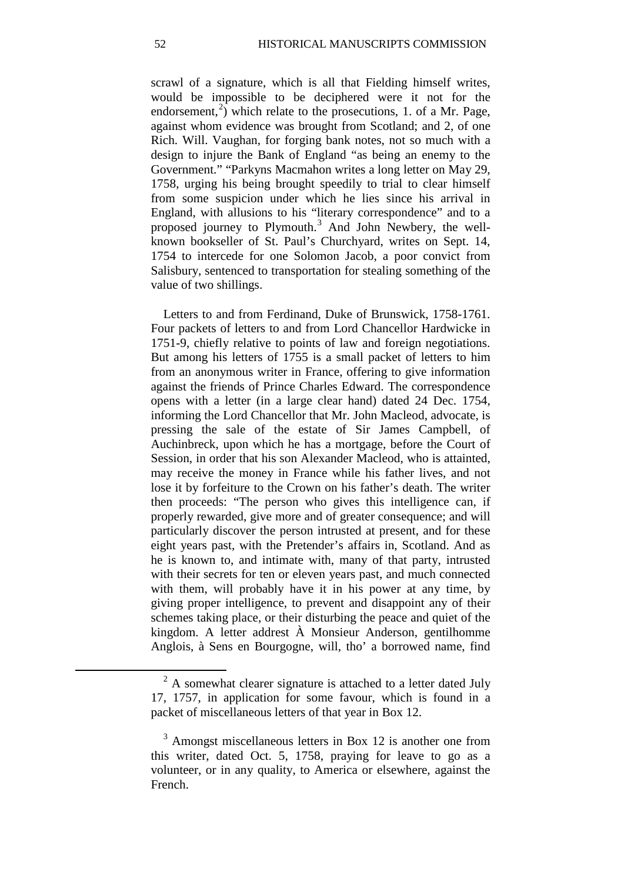scrawl of a signature, which is all that Fielding himself writes, would be impossible to be deciphered were it not for the endorsement,[2]) which relate to the prosecutions, 1. of a Mr. Page, against whom evidence was brought from Scotland; and 2, of one Rich. Will. Vaughan, for forging bank notes, not so much with a design to injure the Bank of England "as being an enemy to the Government." "Parkyns Macmahon writes a long letter on May 29, 1758, urging his being brought speedily to trial to clear himself from some suspicion under which he lies since his arrival in England, with allusions to his "literary correspondence" and to a proposed journey to Plymouth.[3] And John Newbery, the well-known bookseller of St. Paul's Churchyard, writes on Sept. 14, 1754 to intercede for one Solomon Jacob, a poor convict from Salisbury, sentenced to transportation for stealing something of the value of two shillings.

Letters to and from Ferdinand, Duke of Brunswick, 1758-1761. Four packets of letters to and from Lord Chancellor Hardwicke in 1751-9, chiefly relative to points of law and foreign negotiations. But among his letters of 1755 is a small packet of letters to him from an anonymous writer in France, offering to give information against the friends of Prince Charles Edward. The correspondence opens with a letter (in a large clear hand) dated 24 Dec. 1754, informing the Lord Chancellor that Mr. John Macleod, advocate, is pressing the sale of the estate of Sir James Campbell, of Auchinbreck, upon which he has a mortgage, before the Court of Session, in order that his son Alexander Macleod, who is attainted, may receive the money in France while his father lives, and not lose it by forfeiture to the Crown on his father's death. The writer then proceeds: "The person who gives this intelligence can, if properly rewarded, give more and of greater consequence; and will particularly discover the person intrusted at present, and for these eight years past, with the Pretender's affairs in, Scotland. And as he is known to, and intimate with, many of that party, intrusted with their secrets for ten or eleven years past, and much connected with them, will probably have it in his power at any time, by giving proper intelligence, to prevent and disappoint any of their schemes taking place, or their disturbing the peace and quiet of the kingdom. A letter addrest À Monsieur Anderson, gentilhomme Anglois, à Sens en Bourgogne, will, tho' a borrowed name, find

[2] A somewhat clearer signature is attached to a letter dated July 17, 1757, in application for some favour, which is found in a packet of miscellaneous letters of that year in Box 12.

[3] Amongst miscellaneous letters in Box 12 is another one from this writer, dated Oct. 5, 1758, praying for leave to go as a volunteer, or in any quality, to America or elsewhere, against the French.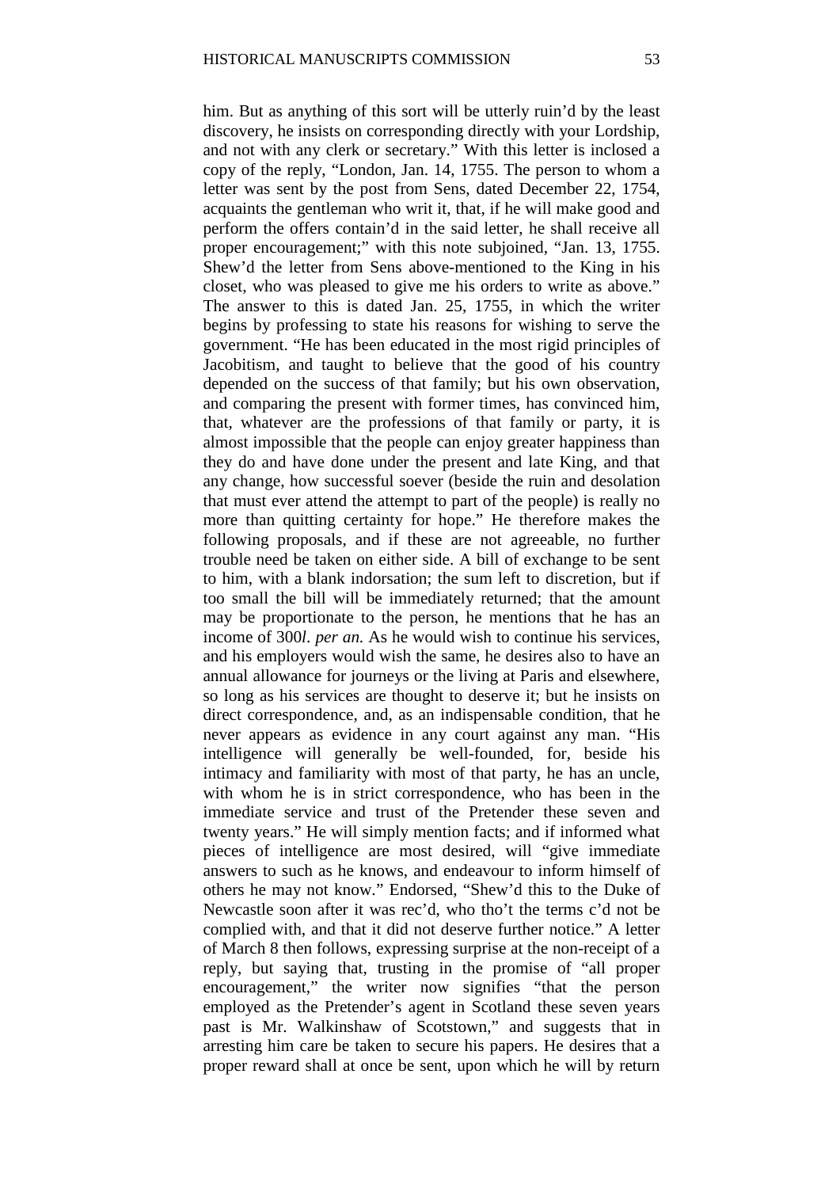him. But as anything of this sort will be utterly ruin'd by the least discovery, he insists on corresponding directly with your Lordship, and not with any clerk or secretary." With this letter is inclosed a copy of the reply, "London, Jan. 14, 1755. The person to whom a letter was sent by the post from Sens, dated December 22, 1754, acquaints the gentleman who writ it, that, if he will make good and perform the offers contain'd in the said letter, he shall receive all proper encouragement;" with this note subjoined, "Jan. 13, 1755. Shew'd the letter from Sens above-mentioned to the King in his closet, who was pleased to give me his orders to write as above." The answer to this is dated Jan. 25, 1755, in which the writer begins by professing to state his reasons for wishing to serve the government. "He has been educated in the most rigid principles of Jacobitism, and taught to believe that the good of his country depended on the success of that family; but his own observation, and comparing the present with former times, has convinced him, that, whatever are the professions of that family or party, it is almost impossible that the people can enjoy greater happiness than they do and have done under the present and late King, and that any change, how successful soever (beside the ruin and desolation that must ever attend the attempt to part of the people) is really no more than quitting certainty for hope." He therefore makes the following proposals, and if these are not agreeable, no further trouble need be taken on either side. A bill of exchange to be sent to him, with a blank indorsation; the sum left to discretion, but if too small the bill will be immediately returned; that the amount may be proportionate to the person, he mentions that he has an income of 300*l. per an.* As he would wish to continue his services, and his employers would wish the same, he desires also to have an annual allowance for journeys or the living at Paris and elsewhere, so long as his services are thought to deserve it; but he insists on direct correspondence, and, as an indispensable condition, that he never appears as evidence in any court against any man. "His intelligence will generally be well-founded, for, beside his intimacy and familiarity with most of that party, he has an uncle, with whom he is in strict correspondence, who has been in the immediate service and trust of the Pretender these seven and twenty years." He will simply mention facts; and if informed what pieces of intelligence are most desired, will "give immediate answers to such as he knows, and endeavour to inform himself of others he may not know." Endorsed, "Shew'd this to the Duke of Newcastle soon after it was rec'd, who tho't the terms c'd not be complied with, and that it did not deserve further notice." A letter of March 8 then follows, expressing surprise at the non-receipt of a reply, but saying that, trusting in the promise of "all proper encouragement," the writer now signifies "that the person employed as the Pretender's agent in Scotland these seven years past is Mr. Walkinshaw of Scotstown," and suggests that in arresting him care be taken to secure his papers. He desires that a proper reward shall at once be sent, upon which he will by return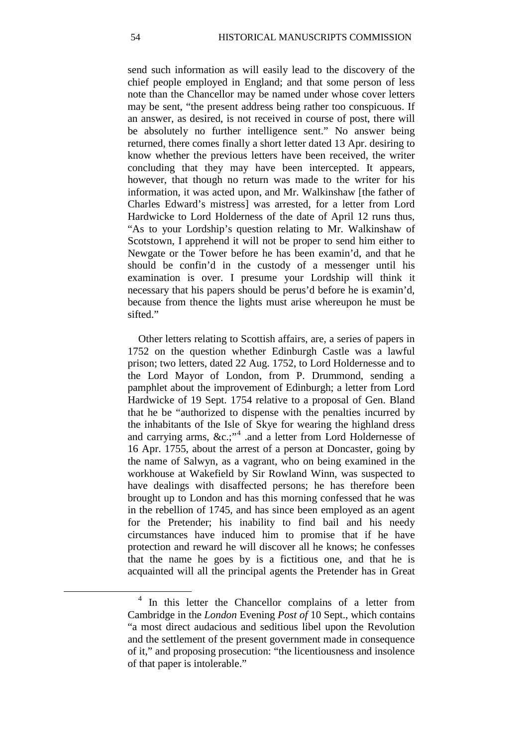send such information as will easily lead to the discovery of the chief people employed in England; and that some person of less note than the Chancellor may be named under whose cover letters may be sent, "the present address being rather too conspicuous. If an answer, as desired, is not received in course of post, there will be absolutely no further intelligence sent." No answer being returned, there comes finally a short letter dated 13 Apr. desiring to know whether the previous letters have been received, the writer concluding that they may have been intercepted. It appears, however, that though no return was made to the writer for his information, it was acted upon, and Mr. Walkinshaw [the father of Charles Edward's mistress] was arrested, for a letter from Lord Hardwicke to Lord Holderness of the date of April 12 runs thus, "As to your Lordship's question relating to Mr. Walkinshaw of Scotstown, I apprehend it will not be proper to send him either to Newgate or the Tower before he has been examin'd, and that he should be confin'd in the custody of a messenger until his examination is over. I presume your Lordship will think it necessary that his papers should be perus'd before he is examin'd, because from thence the lights must arise whereupon he must be sifted."

Other letters relating to Scottish affairs, are, a series of papers in 1752 on the question whether Edinburgh Castle was a lawful prison; two letters, dated 22 Aug. 1752, to Lord Holdernesse and to the Lord Mayor of London, from P. Drummond, sending a pamphlet about the improvement of Edinburgh; a letter from Lord Hardwicke of 19 Sept. 1754 relative to a proposal of Gen. Bland that he be "authorized to dispense with the penalties incurred by the inhabitants of the Isle of Skye for wearing the highland dress and carrying arms, &c.;"[4] .and a letter from Lord Holdernesse of 16 Apr. 1755, about the arrest of a person at Doncaster, going by the name of Salwyn, as a vagrant, who on being examined in the workhouse at Wakefield by Sir Rowland Winn, was suspected to have dealings with disaffected persons; he has therefore been brought up to London and has this morning confessed that he was in the rebellion of 1745, and has since been employed as an agent for the Pretender; his inability to find bail and his needy circumstances have induced him to promise that if he have protection and reward he will discover all he knows; he confesses that the name he goes by is a fictitious one, and that he is acquainted will all the principal agents the Pretender has in Great

[4] In this letter the Chancellor complains of a letter from Cambridge in the *London* Evening *Post of* 10 Sept., which contains "a most direct audacious and seditious libel upon the Revolution and the settlement of the present government made in consequence of it," and proposing prosecution: "the licentiousness and insolence of that paper is intolerable."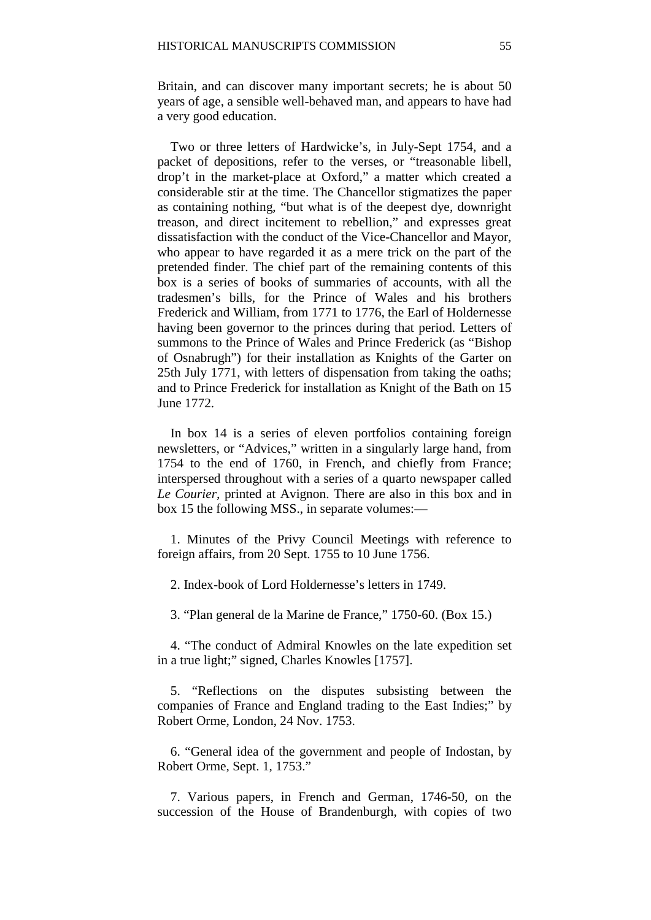Britain, and can discover many important secrets; he is about 50 years of age, a sensible well-behaved man, and appears to have had a very good education.

Two or three letters of Hardwicke's, in July-Sept 1754, and a packet of depositions, refer to the verses, or "treasonable libell, drop't in the market-place at Oxford," a matter which created a considerable stir at the time. The Chancellor stigmatizes the paper as containing nothing, "but what is of the deepest dye, downright treason, and direct incitement to rebellion," and expresses great dissatisfaction with the conduct of the Vice-Chancellor and Mayor, who appear to have regarded it as a mere trick on the part of the pretended finder. The chief part of the remaining contents of this box is a series of books of summaries of accounts, with all the tradesmen's bills, for the Prince of Wales and his brothers Frederick and William, from 1771 to 1776, the Earl of Holdernesse having been governor to the princes during that period. Letters of summons to the Prince of Wales and Prince Frederick (as "Bishop of Osnabrugh") for their installation as Knights of the Garter on 25th July 1771, with letters of dispensation from taking the oaths; and to Prince Frederick for installation as Knight of the Bath on 15 June 1772.

In box 14 is a series of eleven portfolios containing foreign newsletters, or "Advices," written in a singularly large hand, from 1754 to the end of 1760, in French, and chiefly from France; interspersed throughout with a series of a quarto newspaper called *Le Courier*, printed at Avignon. There are also in this box and in box 15 the following MSS., in separate volumes:—

1. Minutes of the Privy Council Meetings with reference to foreign affairs, from 20 Sept. 1755 to 10 June 1756.

2. Index-book of Lord Holdernesse's letters in 1749.

3. "Plan general de la Marine de France," 1750-60. (Box 15.)

4. "The conduct of Admiral Knowles on the late expedition set in a true light;" signed, Charles Knowles [1757].

5. "Reflections on the disputes subsisting between the companies of France and England trading to the East Indies;" by Robert Orme, London, 24 Nov. 1753.

6. "General idea of the government and people of Indostan, by Robert Orme, Sept. 1, 1753."

7. Various papers, in French and German, 1746-50, on the succession of the House of Brandenburgh, with copies of two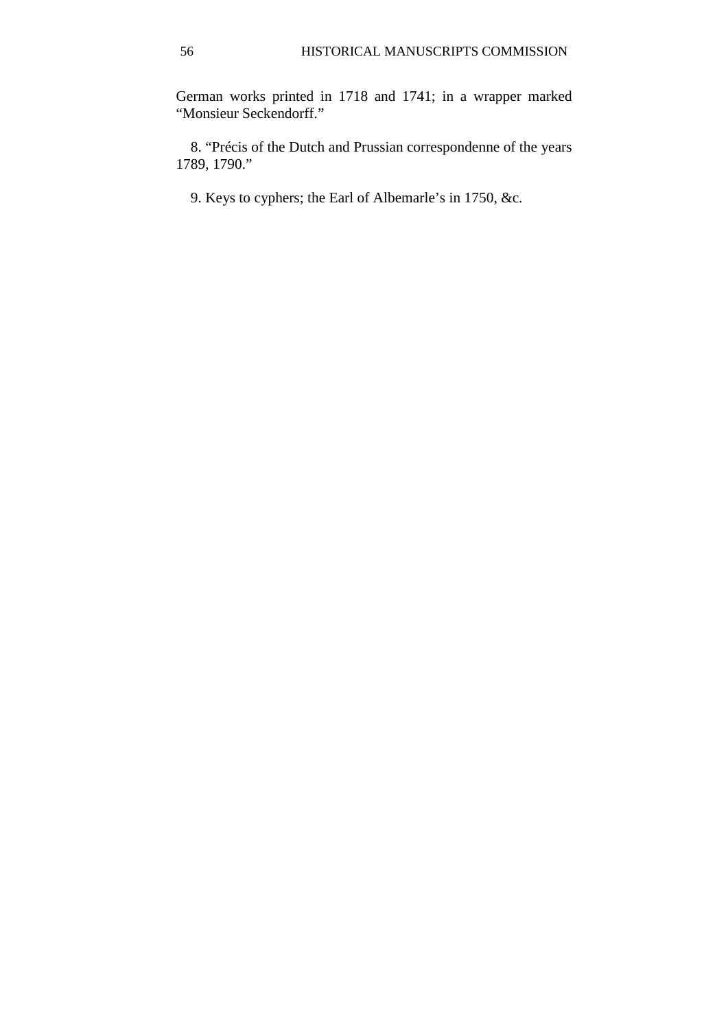German works printed in 1718 and 1741; in a wrapper marked "Monsieur Seckendorff."

8. "Précis of the Dutch and Prussian correspondenne of the years 1789, 1790."

9. Keys to cyphers; the Earl of Albemarle's in 1750, &c.